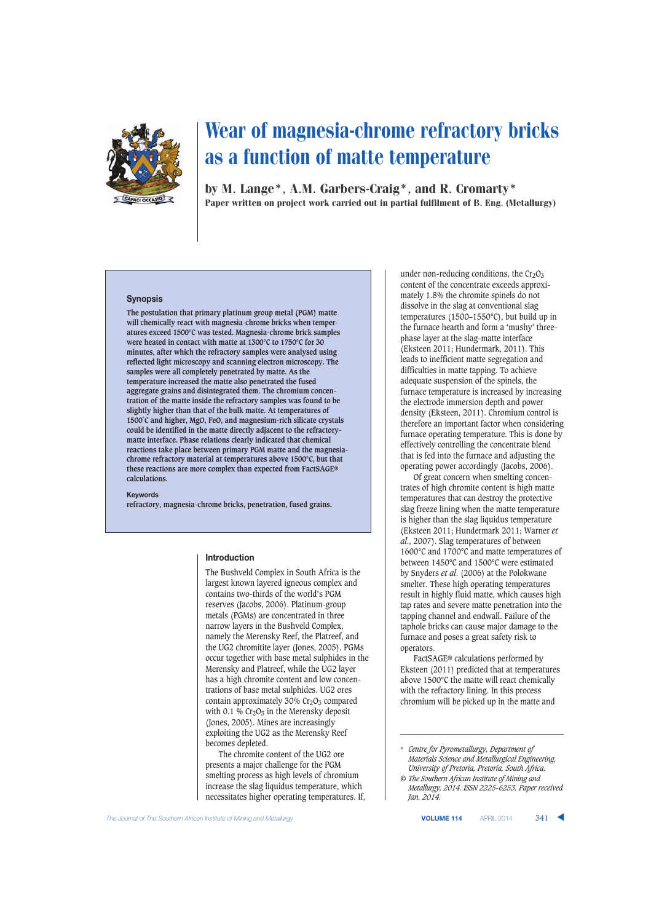# Wear of magnesia-chrome refractory bricks as a function of matte temperature

by M. Lange*, A.M. Garbers-Craig*, and R. Cromarty*

**Paper written on project work carried out in partial fulfilment of B. Eng. (Metallurgy)**

### Synopsis

**The postulation that primary platinum group metal (PGM) matte will chemically react with magnesia-chrome bricks when temperatures exceed 1500°C was tested. Magnesia-chrome brick samples were heated in contact with matte at 1300°C to 1750°C for 30 minutes, after which the refractory samples were analysed using reflected light microscopy and scanning electron microscopy. The samples were all completely penetrated by matte. As the temperature increased the matte also penetrated the fused aggregate grains and disintegrated them. The chromium concentration of the matte inside the refractory samples was found to be slightly higher than that of the bulk matte. At temperatures of 1500°C and higher, MgO, FeO, and magnesium-rich silicate crystals could be identified in the matte directly adjacent to the refractory-matte interface. Phase relations clearly indicated that chemical reactions take place between primary PGM matte and the magnesia-chrome refractory material at temperatures above 1500°C, but that these reactions are more complex than expected from FactSAGE® calculations.**

### Keywords

**refractory, magnesia-chrome bricks, penetration, fused grains.**

### Introduction

The Bushveld Complex in South Africa is the largest known layered igneous complex and contains two-thirds of the world's PGM reserves (Jacobs, 2006). Platinum-group metals (PGMs) are concentrated in three narrow layers in the Bushveld Complex, namely the Merensky Reef, the Platreef, and the UG2 chromitite layer (Jones, 2005). PGMs occur together with base metal sulphides in the Merensky and Platreef, while the UG2 layer has a high chromite content and low concentrations of base metal sulphides. UG2 ores contain approximately 30% $Cr_2O_3$ compared with 0.1 % $Cr_2O_3$ in the Merensky deposit (Jones, 2005). Mines are increasingly exploiting the UG2 as the Merensky Reef becomes depleted.

The chromite content of the UG2 ore presents a major challenge for the PGM smelting process as high levels of chromium increase the slag liquidus temperature, which necessitates higher operating temperatures. If, under non-reducing conditions, the $Cr_2O_3$ content of the concentrate exceeds approximately 1.8% the chromite spinels do not dissolve in the slag at conventional slag temperatures (1500–1550°C), but build up in the furnace hearth and form a 'mushy' three-phase layer at the slag-matte interface (Eksteen 2011; Hundermark, 2011). This leads to inefficient matte segregation and difficulties in matte tapping. To achieve adequate suspension of the spinels, the furnace temperature is increased by increasing the electrode immersion depth and power density (Eksteen, 2011). Chromium control is therefore an important factor when considering furnace operating temperature. This is done by effectively controlling the concentrate blend that is fed into the furnace and adjusting the operating power accordingly (Jacobs, 2006).

Of great concern when smelting concentrates of high chromite content is high matte temperatures that can destroy the protective slag freeze lining when the matte temperature is higher than the slag liquidus temperature (Eksteen 2011; Hundermark 2011; Warner *et al.*, 2007). Slag temperatures of between 1600°C and 1700°C and matte temperatures of between 1450°C and 1500°C were estimated by Snyders *et al.* (2006) at the Polokwane smelter. These high operating temperatures result in highly fluid matte, which causes high tap rates and severe matte penetration into the tapping channel and endwall. Failure of the taphole bricks can cause major damage to the furnace and poses a great safety risk to operators.

FactSAGE® calculations performed by Eksteen (2011) predicted that at temperatures above 1500°C the matte will react chemically with the refractory lining. In this process chromium will be picked up in the matte and

---

* *Centre for Pyrometallurgy, Department of Materials Science and Metallurgical Engineering, University of Pretoria, Pretoria, South Africa.*

© *The Southern African Institute of Mining and Metallurgy, 2014. ISSN 2225-6253. Paper received Jan. 2014.*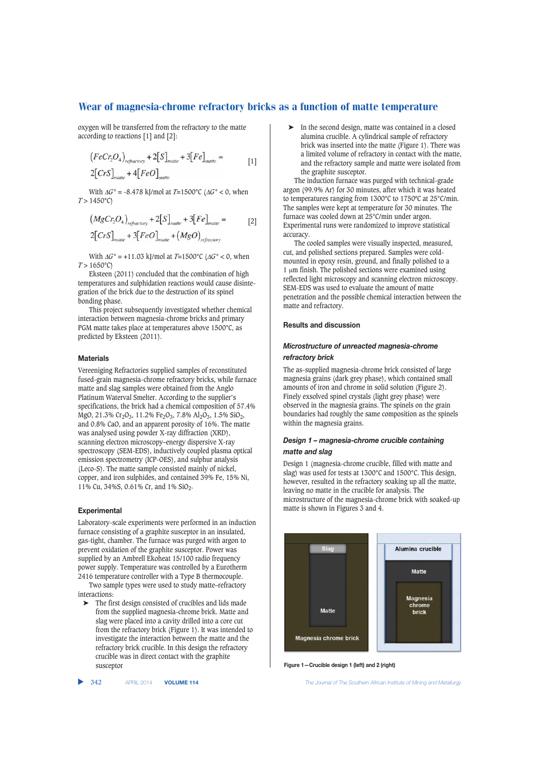oxygen will be transferred from the refractory to the matte according to reactions [1] and [2]:

$$(FeCr_2O_4)_{refractory} + 2[S]_{matte} + 3[Fe]_{matte} = 2[CrS]_{matte} + 4[FeO]_{matte} \quad [1]$$

With $\Delta G°$ = -8.478 kJ/mol at $T$=1500°C ($\Delta G° < 0$, when $T > 1450°C$)

$$(MgCr_2O_4)_{refractory} + 2[S]_{matte} + 3[Fe]_{matte} = 2[CrS]_{matte} + 3[FeO]_{matte} + (MgO)_{refractory} \quad [2]$$

With $\Delta G°$ = +11.03 kJ/mol at $T$=1500°C ($\Delta G° < 0$, when $T > 1650°C$)

Eksteen (2011) concluded that the combination of high temperatures and sulphidation reactions would cause disintegration of the brick due to the destruction of its spinel bonding phase.

This project subsequently investigated whether chemical interaction between magnesia-chrome bricks and primary PGM matte takes place at temperatures above 1500°C, as predicted by Eksteen (2011).

## Materials

Vereeniging Refractories supplied samples of reconstituted fused-grain magnesia-chrome refractory bricks, while furnace matte and slag samples were obtained from the Anglo Platinum Waterval Smelter. According to the supplier's specifications, the brick had a chemical composition of 57.4% MgO, 21.3% $Cr_2O_3$, 11.2% $Fe_2O_3$, 7.8% $Al_2O_3$, 1.5% $SiO_2$, and 0.8% CaO, and an apparent porosity of 16%. The matte was analysed using powder X-ray diffraction (XRD), scanning electron microscopy–energy dispersive X-ray spectroscopy (SEM-EDS), inductively coupled plasma optical emission spectrometry (ICP-OES), and sulphur analysis (Leco-S). The matte sample consisted mainly of nickel, copper, and iron sulphides, and contained 39% Fe, 15% Ni, 11% Cu, 34%S, 0.61% Cr, and 1% $SiO_2$.

## Experimental

Laboratory-scale experiments were performed in an induction furnace consisting of a graphite susceptor in an insulated, gas-tight, chamber. The furnace was purged with argon to prevent oxidation of the graphite susceptor. Power was supplied by an Ambrell Ekoheat 15/100 radio frequency power supply. Temperature was controlled by a Eurotherm 2416 temperature controller with a Type B thermocouple.

Two sample types were used to study matte–refractory interactions:

- The first design consisted of crucibles and lids made from the supplied magnesia-chrome brick. Matte and slag were placed into a cavity drilled into a core cut from the refractory brick (Figure 1). It was intended to investigate the interaction between the matte and the refractory brick crucible. In this design the refractory crucible was in direct contact with the graphite susceptor
- In the second design, matte was contained in a closed alumina crucible. A cylindrical sample of refractory brick was inserted into the matte (Figure 1). There was a limited volume of refractory in contact with the matte, and the refractory sample and matte were isolated from the graphite susceptor.

The induction furnace was purged with technical-grade argon (99.9% Ar) for 30 minutes, after which it was heated to temperatures ranging from 1300°C to 1750°C at 25°C/min. The samples were kept at temperature for 30 minutes. The furnace was cooled down at 25°C/min under argon. Experimental runs were randomized to improve statistical accuracy.

The cooled samples were visually inspected, measured, cut, and polished sections prepared. Samples were cold-mounted in epoxy resin, ground, and finally polished to a 1 μm finish. The polished sections were examined using reflected light microscopy and scanning electron microscopy. SEM-EDS was used to evaluate the amount of matte penetration and the possible chemical interaction between the matte and refractory.

## Results and discussion

### *Microstructure of unreacted magnesia-chrome refractory brick*

The as-supplied magnesia-chrome brick consisted of large magnesia grains (dark grey phase), which contained small amounts of iron and chrome in solid solution (Figure 2). Finely exsolved spinel crystals (light grey phase) were observed in the magnesia grains. The spinels on the grain boundaries had roughly the same composition as the spinels within the magnesia grains.

### *Design 1 – magnesia-chrome crucible containing matte and slag*

Design 1 (magnesia-chrome crucible, filled with matte and slag) was used for tests at 1300°C and 1500°C. This design, however, resulted in the refractory soaking up all the matte, leaving no matte in the crucible for analysis. The microstructure of the magnesia-chrome brick with soaked-up matte is shown in Figures 3 and 4.

Slag

Matte

Magnesia chrome brick

Alumina crucible

Matte

Magnesia chrome brick

**Figure 1—Crucible design 1 (left) and 2 (right)**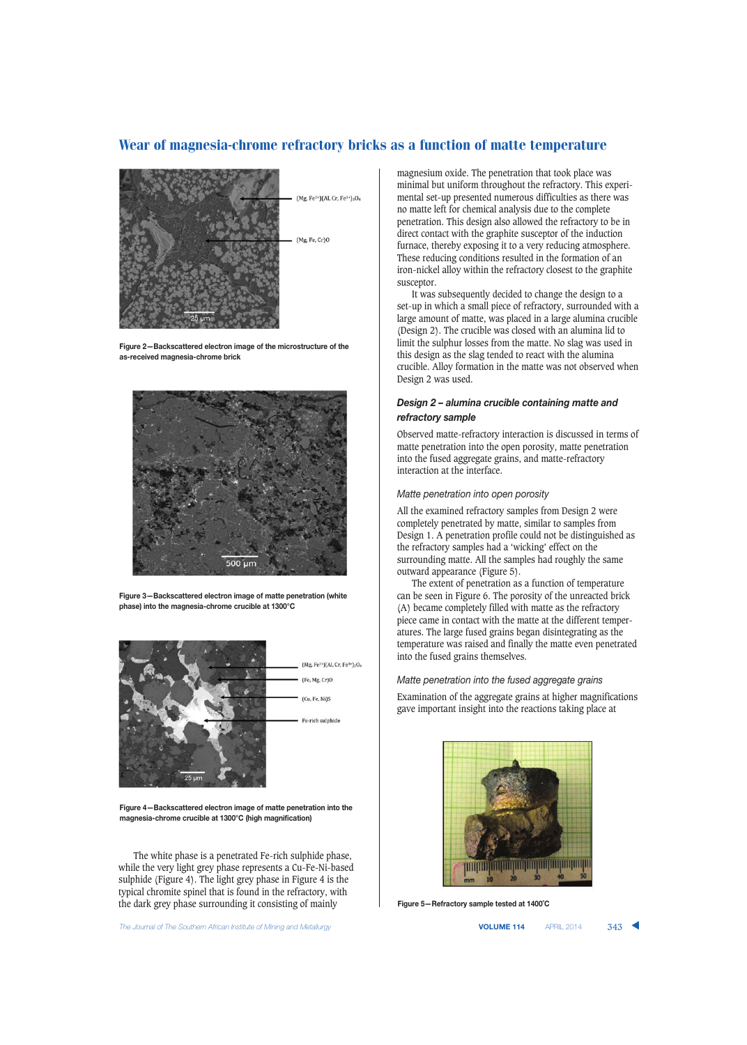Figure 2—Backscattered electron image of the microstructure of the as-received magnesia-chrome brick

Figure 3—Backscattered electron image of matte penetration (white phase) into the magnesia-chrome crucible at 1300°C

Figure 4—Backscattered electron image of matte penetration into the magnesia-chrome crucible at 1300°C (high magnification)

The white phase is a penetrated Fe-rich sulphide phase, while the very light grey phase represents a Cu-Fe-Ni-based sulphide (Figure 4). The light grey phase in Figure 4 is the typical chromite spinel that is found in the refractory, with the dark grey phase surrounding it consisting of mainly magnesium oxide. The penetration that took place was minimal but uniform throughout the refractory. This experimental set-up presented numerous difficulties as there was no matte left for chemical analysis due to the complete penetration. This design also allowed the refractory to be in direct contact with the graphite susceptor of the induction furnace, thereby exposing it to a very reducing atmosphere. These reducing conditions resulted in the formation of an iron-nickel alloy within the refractory closest to the graphite susceptor.

It was subsequently decided to change the design to a set-up in which a small piece of refractory, surrounded with a large amount of matte, was placed in a large alumina crucible (Design 2). The crucible was closed with an alumina lid to limit the sulphur losses from the matte. No slag was used in this design as the slag tended to react with the alumina crucible. Alloy formation in the matte was not observed when Design 2 was used.

### *Design 2 – alumina crucible containing matte and refractory sample*

Observed matte-refractory interaction is discussed in terms of matte penetration into the open porosity, matte penetration into the fused aggregate grains, and matte-refractory interaction at the interface.

#### *Matte penetration into open porosity*

All the examined refractory samples from Design 2 were completely penetrated by matte, similar to samples from Design 1. A penetration profile could not be distinguished as the refractory samples had a 'wicking' effect on the surrounding matte. All the samples had roughly the same outward appearance (Figure 5).

The extent of penetration as a function of temperature can be seen in Figure 6. The porosity of the unreacted brick (A) became completely filled with matte as the refractory piece came in contact with the matte at the different temperatures. The large fused grains began disintegrating as the temperature was raised and finally the matte even penetrated into the fused grains themselves.

#### *Matte penetration into the fused aggregate grains*

Examination of the aggregate grains at higher magnifications gave important insight into the reactions taking place at

Figure 5—Refractory sample tested at 1400°C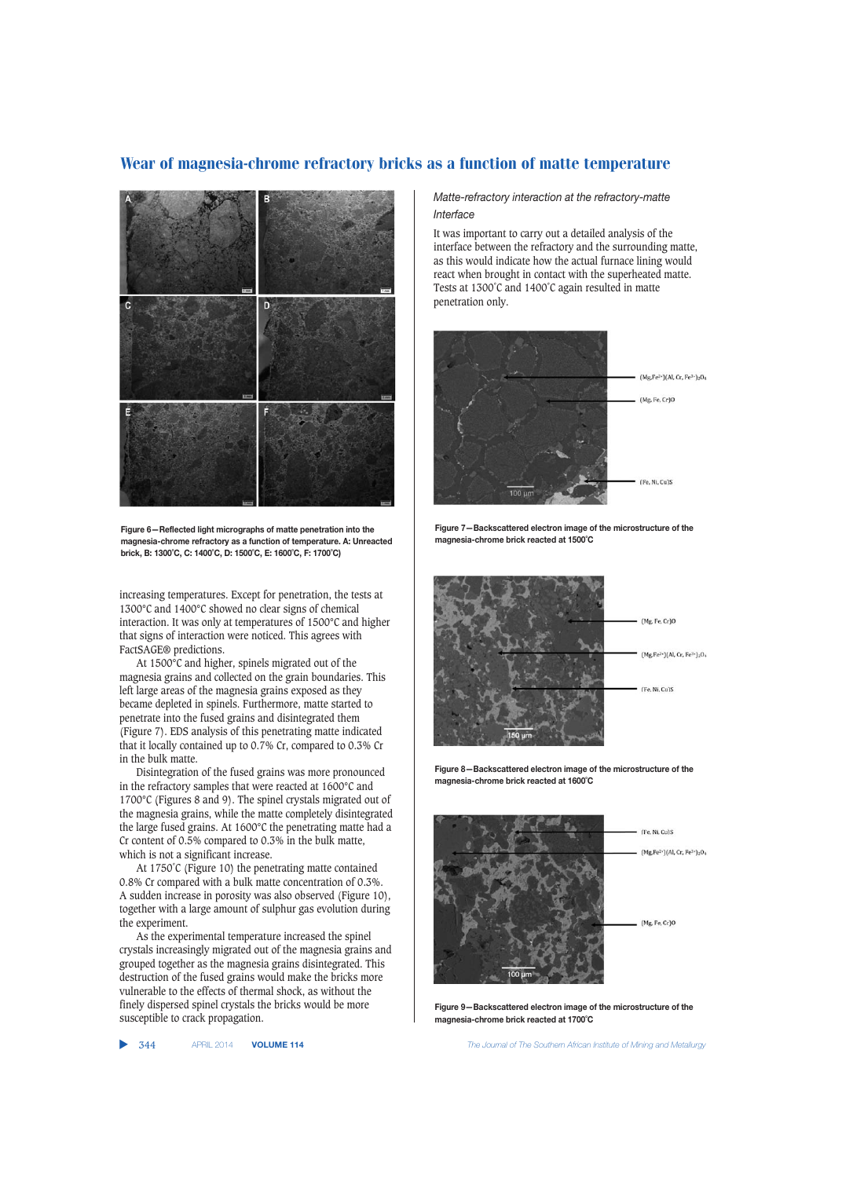Figure 6—Reflected light micrographs of matte penetration into the magnesia-chrome refractory as a function of temperature. A: Unreacted brick, B: 1300˚C, C: 1400˚C, D: 1500˚C, E: 1600˚C, F: 1700˚C)

increasing temperatures. Except for penetration, the tests at 1300°C and 1400°C showed no clear signs of chemical interaction. It was only at temperatures of 1500°C and higher that signs of interaction were noticed. This agrees with FactSAGE® predictions.

At 1500°C and higher, spinels migrated out of the magnesia grains and collected on the grain boundaries. This left large areas of the magnesia grains exposed as they became depleted in spinels. Furthermore, matte started to penetrate into the fused grains and disintegrated them (Figure 7). EDS analysis of this penetrating matte indicated that it locally contained up to 0.7% Cr, compared to 0.3% Cr in the bulk matte.

Disintegration of the fused grains was more pronounced in the refractory samples that were reacted at 1600°C and 1700°C (Figures 8 and 9). The spinel crystals migrated out of the magnesia grains, while the matte completely disintegrated the large fused grains. At 1600°C the penetrating matte had a Cr content of 0.5% compared to 0.3% in the bulk matte, which is not a significant increase.

At 1750˚C (Figure 10) the penetrating matte contained 0.8% Cr compared with a bulk matte concentration of 0.3%. A sudden increase in porosity was also observed (Figure 10), together with a large amount of sulphur gas evolution during the experiment.

As the experimental temperature increased the spinel crystals increasingly migrated out of the magnesia grains and grouped together as the magnesia grains disintegrated. This destruction of the fused grains would make the bricks more vulnerable to the effects of thermal shock, as without the finely dispersed spinel crystals the bricks would be more susceptible to crack propagation.

### *Matte-refractory interaction at the refractory-matte Interface*

It was important to carry out a detailed analysis of the interface between the refractory and the surrounding matte, as this would indicate how the actual furnace lining would react when brought in contact with the superheated matte. Tests at 1300˚C and 1400˚C again resulted in matte penetration only.

Figure 7—Backscattered electron image of the microstructure of the magnesia-chrome brick reacted at 1500˚C

Figure 8—Backscattered electron image of the microstructure of the magnesia-chrome brick reacted at 1600˚C

Figure 9—Backscattered electron image of the microstructure of the magnesia-chrome brick reacted at 1700˚C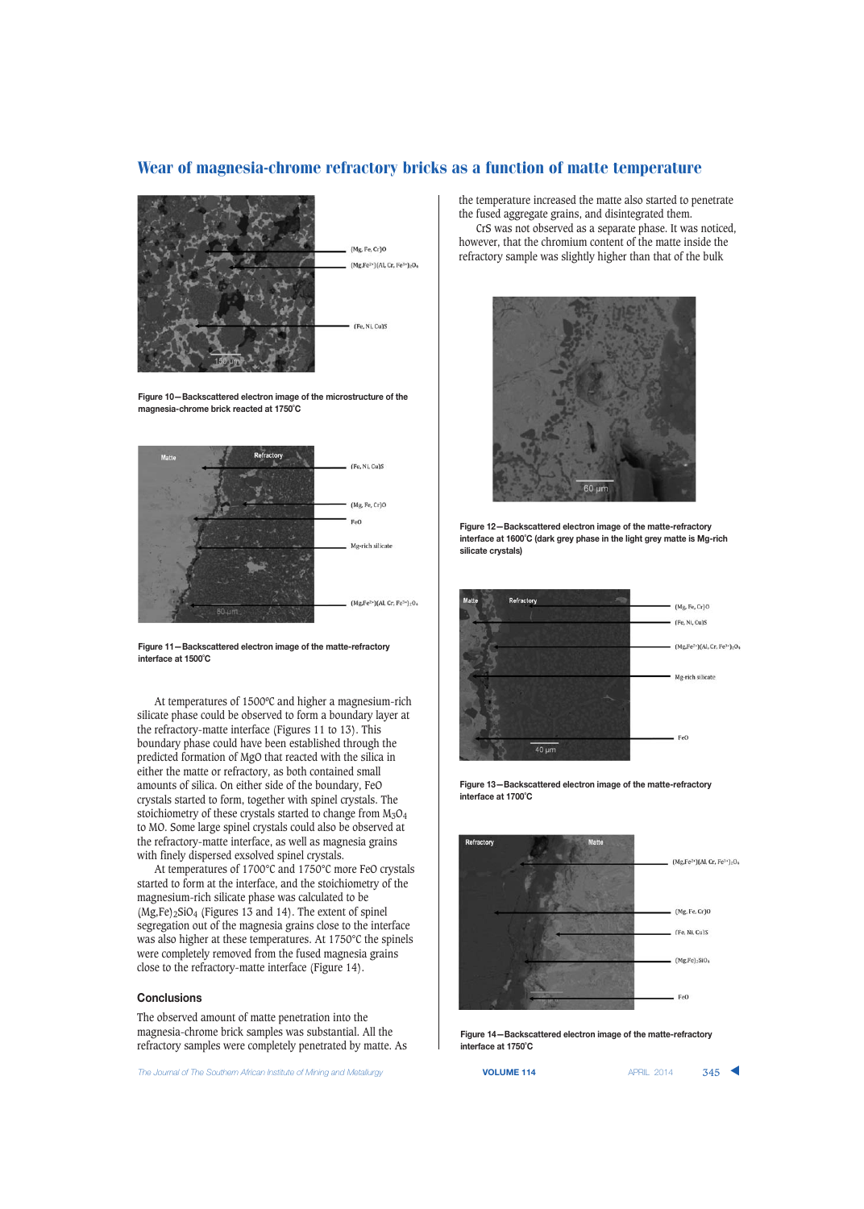Figure 10—Backscattered electron image of the microstructure of the magnesia-chrome brick reacted at 1750°C

Figure 11—Backscattered electron image of the matte-refractory interface at 1500°C

At temperatures of 1500°C and higher a magnesium-rich silicate phase could be observed to form a boundary layer at the refractory-matte interface (Figures 11 to 13). This boundary phase could have been established through the predicted formation of MgO that reacted with the silica in either the matte or refractory, as both contained small amounts of silica. On either side of the boundary, FeO crystals started to form, together with spinel crystals. The stoichiometry of these crystals started to change from $M_3O_4$ to MO. Some large spinel crystals could also be observed at the refractory-matte interface, as well as magnesia grains with finely dispersed exsolved spinel crystals.

At temperatures of 1700°C and 1750°C more FeO crystals started to form at the interface, and the stoichiometry of the magnesium-rich silicate phase was calculated to be $(Mg,Fe)_2SiO_4$ (Figures 13 and 14). The extent of spinel segregation out of the magnesia grains close to the interface was also higher at these temperatures. At 1750°C the spinels were completely removed from the fused magnesia grains close to the refractory-matte interface (Figure 14).

## Conclusions

The observed amount of matte penetration into the magnesia-chrome brick samples was substantial. All the refractory samples were completely penetrated by matte. As the temperature increased the matte also started to penetrate the fused aggregate grains, and disintegrated them.

CrS was not observed as a separate phase. It was noticed, however, that the chromium content of the matte inside the refractory sample was slightly higher than that of the bulk

Figure 12—Backscattered electron image of the matte-refractory interface at 1600°C (dark grey phase in the light grey matte is Mg-rich silicate crystals)

Figure 13—Backscattered electron image of the matte-refractory interface at 1700°C

Figure 14—Backscattered electron image of the matte-refractory interface at 1750°C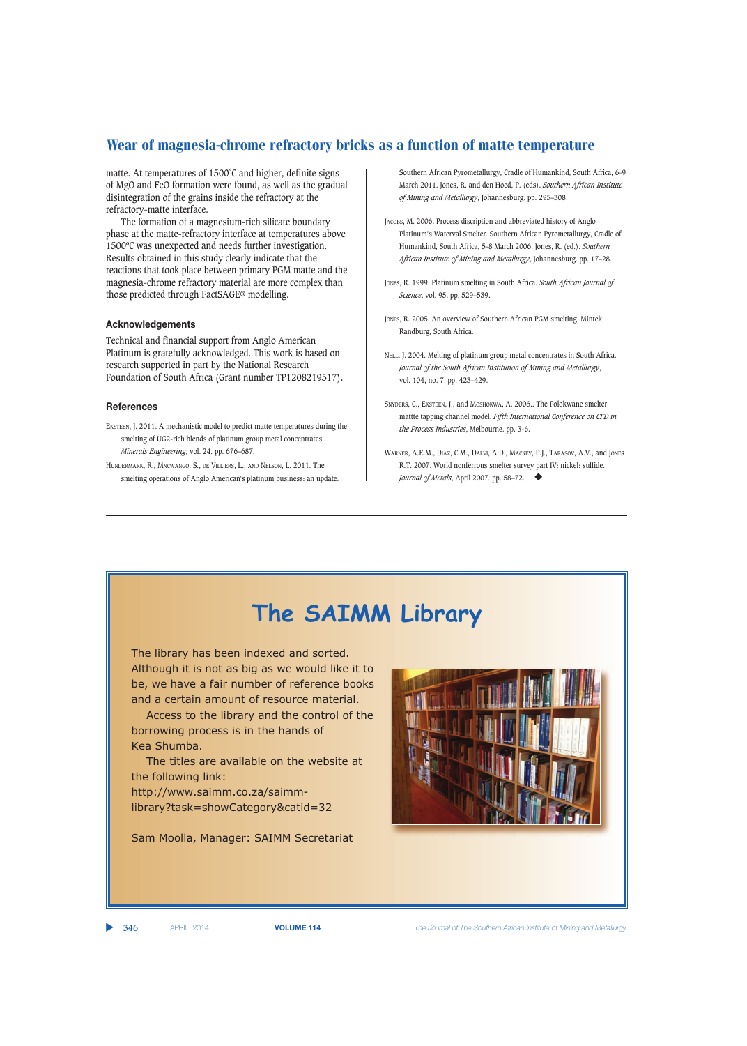matte. At temperatures of 1500°C and higher, definite signs of MgO and FeO formation were found, as well as the gradual disintegration of the grains inside the refractory at the refractory-matte interface.

The formation of a magnesium-rich silicate boundary phase at the matte-refractory interface at temperatures above 1500°C was unexpected and needs further investigation. Results obtained in this study clearly indicate that the reactions that took place between primary PGM matte and the magnesia-chrome refractory material are more complex than those predicted through FactSAGE® modelling.

## Acknowledgements

Technical and financial support from Anglo American Platinum is gratefully acknowledged. This work is based on research supported in part by the National Research Foundation of South Africa (Grant number TP1208219517).

## References

Eksteen, J. 2011. A mechanistic model to predict matte temperatures during the smelting of UG2-rich blends of platinum group metal concentrates. *Minerals Engineering*, vol. 24. pp. 676–687.

Hundermark, R., Mncwango, S., de Villiers, L., and Nelson, L. 2011. The smelting operations of Anglo American's platinum business: an update. Southern African Pyrometallurgy, Cradle of Humankind, South Africa, 6-9 March 2011. Jones, R. and den Hoed, P. (eds). *Southern African Institute of Mining and Metallurgy*, Johannesburg. pp. 295–308.

Jacobs, M. 2006. Process discription and abbreviated history of Anglo Platinum's Waterval Smelter. Southern African Pyrometallurgy, Cradle of Humankind, South Africa, 5-8 March 2006. Jones, R. (ed.). *Southern African Institute of Mining and Metallurgy*, Johannesburg. pp. 17–28.

Jones, R. 1999. Platinum smelting in South Africa. *South African Journal of Science*, vol. 95. pp. 529–539.

Jones, R. 2005. An overview of Southern African PGM smelting. Mintek, Randburg, South Africa.

Nell, J. 2004. Melting of platinum group metal concentrates in South Africa. *Journal of the South African Institution of Mining and Metallurgy*, vol. 104, no. 7. pp. 423–429.

Snyders, C., Eksteen, J., and Moshokwa, A. 2006.. The Polokwane smelter mattte tapping channel model. *Fifth International Conference on CFD in the Process Industries*, Melbourne. pp. 3-6.

Warner, A.E.M., Diaz, C.M., Dalvi, A.D., Mackey, P.J., Tarasov, A.V., and Jones R.T. 2007. World nonferrous smelter survey part IV: nickel: sulfide. *Journal of Metals*, April 2007. pp. 58–72. ◆

---

# The SAIMM Library

The library has been indexed and sorted. Although it is not as big as we would like it to be, we have a fair number of reference books and a certain amount of resource material.

Access to the library and the control of the borrowing process is in the hands of Kea Shumba.

The titles are available on the website at the following link:
http://www.saimm.co.za/saimm-library?task=showCategory&catid=32

Sam Moolla, Manager: SAIMM Secretariat